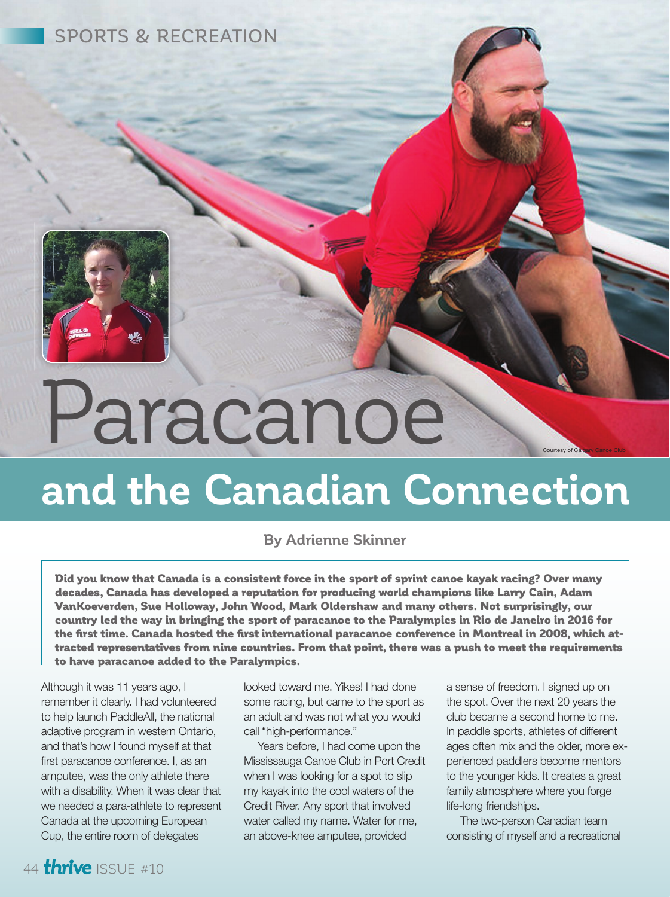# Paracanoe and the Canadian Connection

**By Adrienne Skinner**

**Did you know that Canada is a consistent force in the sport of sprint canoe kayak racing? Over many decades, Canada has developed a reputation for producing world champions like Larry Cain, Adam VanKoeverden, Sue Holloway, John Wood, Mark Oldershaw and many others. Not surprisingly, our country led the way in bringing the sport of paracanoe to the Paralympics in Rio de Janeiro in 2016 for the first time. Canada hosted the first international paracanoe conference in Montreal in 2008, which attracted representatives from nine countries. From that point, there was a push to meet the requirements to have paracanoe added to the Paralympics.**

Although it was 11 years ago, I remember it clearly. I had volunteered to help launch PaddleAll, the national adaptive program in western Ontario, and that's how I found myself at that first paracanoe conference. I, as an amputee, was the only athlete there with a disability. When it was clear that we needed a para-athlete to represent Canada at the upcoming European Cup, the entire room of delegates looked toward me. Yikes! I had done some racing, but came to the sport as an adult and was not what you would call "high-performance."

Years before, I had come upon the Mississauga Canoe Club in Port Credit when I was looking for a spot to slip my kayak into the cool waters of the Credit River. Any sport that involved water called my name. Water for me, an above-knee amputee, provided a sense of freedom. I signed up on the spot. Over the next 20 years the club became a second home to me. In paddle sports, athletes of different ages often mix and the older, more experienced paddlers become mentors to the younger kids. It creates a great family atmosphere where you forge life-long friendships.

The two-person Canadian team consisting of myself and a recreational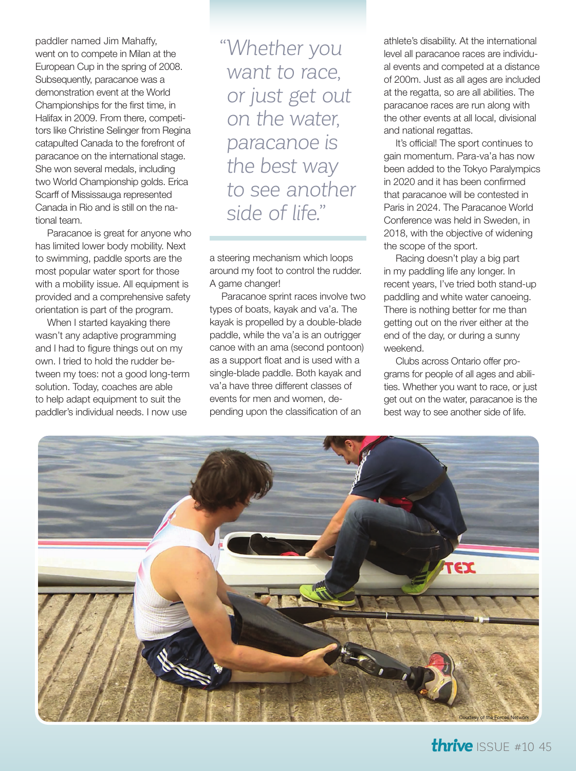paddler named Jim Mahaffy, went on to compete in Milan at the European Cup in the spring of 2008. Subsequently, paracanoe was a demonstration event at the World Championships for the first time, in Halifax in 2009. From there, competitors like Christine Selinger from Regina catapulted Canada to the forefront of paracanoe on the international stage. She won several medals, including two World Championship golds. Erica Scarff of Mississauga represented Canada in Rio and is still on the national team.

Paracanoe is great for anyone who has limited lower body mobility. Next to swimming, paddle sports are the most popular water sport for those with a mobility issue. All equipment is provided and a comprehensive safety orientation is part of the program.

When I started kayaking there wasn't any adaptive programming and I had to figure things out on my own. I tried to hold the rudder between my toes: not a good long-term solution. Today, coaches are able to help adapt equipment to suit the paddler's individual needs. I now use a steering mechanism which loops around my foot to control the rudder. A game changer!

> *"Whether you want to race, or just get out on the water, paracanoe is the best way to see another side of life."*

Paracanoe sprint races involve two types of boats, kayak and va'a. The kayak is propelled by a double-blade paddle, while the va'a is an outrigger canoe with an ama (second pontoon) as a support float and is used with a single-blade paddle. Both kayak and va'a have three different classes of events for men and women, depending upon the classification of an athlete's disability. At the international level all paracanoe races are individual events and competed at a distance of 200m. Just as all ages are included at the regatta, so are all abilities. The paracanoe races are run along with the other events at all local, divisional and national regattas.

It's official! The sport continues to gain momentum. Para-va'a has now been added to the Tokyo Paralympics in 2020 and it has been confirmed that paracanoe will be contested in Paris in 2024. The Paracanoe World Conference was held in Sweden, in 2018, with the objective of widening the scope of the sport.

Racing doesn't play a big part in my paddling life any longer. In recent years, I've tried both stand-up paddling and white water canoeing. There is nothing better for me than getting out on the river either at the end of the day, or during a sunny weekend.

Clubs across Ontario offer programs for people of all ages and abilities. Whether you want to race, or just get out on the water, paracanoe is the best way to see another side of life.

Courtesy of the Forces Network